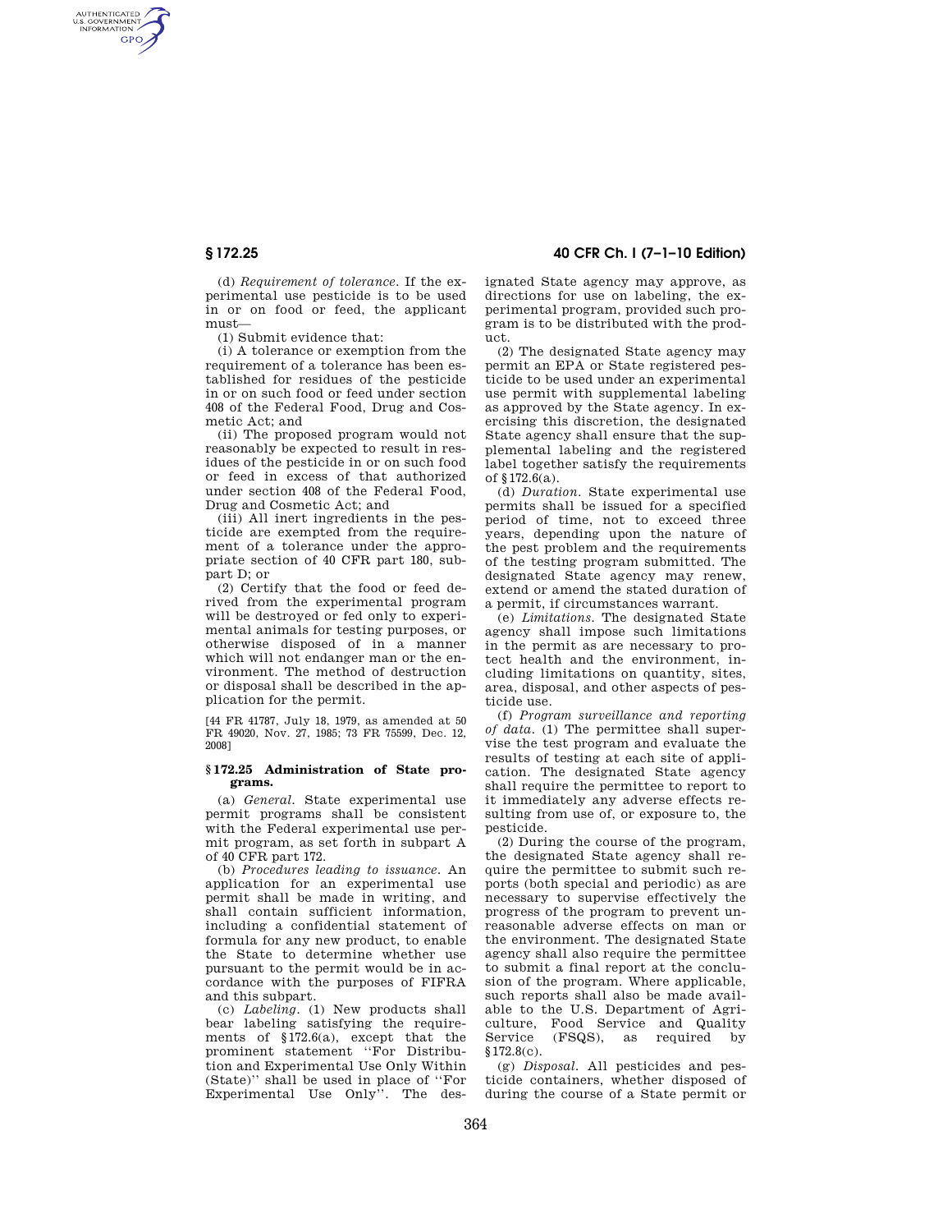(d) *Requirement of tolerance.* If the experimental use pesticide is to be used in or on food or feed, the applicant must—

(1) Submit evidence that:

(i) A tolerance or exemption from the requirement of a tolerance has been established for residues of the pesticide in or on such food or feed under section 408 of the Federal Food, Drug and Cosmetic Act; and

(ii) The proposed program would not reasonably be expected to result in residues of the pesticide in or on such food or feed in excess of that authorized under section 408 of the Federal Food, Drug and Cosmetic Act; and

(iii) All inert ingredients in the pesticide are exempted from the requirement of a tolerance under the appropriate section of 40 CFR part 180, subpart D; or

(2) Certify that the food or feed derived from the experimental program will be destroyed or fed only to experimental animals for testing purposes, or otherwise disposed of in a manner which will not endanger man or the environment. The method of destruction or disposal shall be described in the application for the permit.

[44 FR 41787, July 18, 1979, as amended at 50 FR 49020, Nov. 27, 1985; 73 FR 75599, Dec. 12, 2008]

## § 172.25 Administration of State programs.

(a) *General.* State experimental use permit programs shall be consistent with the Federal experimental use permit program, as set forth in subpart A of 40 CFR part 172.

(b) *Procedures leading to issuance.* An application for an experimental use permit shall be made in writing, and shall contain sufficient information, including a confidential statement of formula for any new product, to enable the State to determine whether use pursuant to the permit would be in accordance with the purposes of FIFRA and this subpart.

(c) *Labeling.* (1) New products shall bear labeling satisfying the requirements of §172.6(a), except that the prominent statement ''For Distribution and Experimental Use Only Within (State)'' shall be used in place of ''For Experimental Use Only''. The designated State agency may approve, as directions for use on labeling, the experimental program, provided such program is to be distributed with the product.

(2) The designated State agency may permit an EPA or State registered pesticide to be used under an experimental use permit with supplemental labeling as approved by the State agency. In exercising this discretion, the designated State agency shall ensure that the supplemental labeling and the registered label together satisfy the requirements of §172.6(a).

(d) *Duration.* State experimental use permits shall be issued for a specified period of time, not to exceed three years, depending upon the nature of the pest problem and the requirements of the testing program submitted. The designated State agency may renew, extend or amend the stated duration of a permit, if circumstances warrant.

(e) *Limitations.* The designated State agency shall impose such limitations in the permit as are necessary to protect health and the environment, including limitations on quantity, sites, area, disposal, and other aspects of pesticide use.

(f) *Program surveillance and reporting of data.* (1) The permittee shall supervise the test program and evaluate the results of testing at each site of application. The designated State agency shall require the permittee to report to it immediately any adverse effects resulting from use of, or exposure to, the pesticide.

(2) During the course of the program, the designated State agency shall require the permittee to submit such reports (both special and periodic) as are necessary to supervise effectively the progress of the program to prevent unreasonable adverse effects on man or the environment. The designated State agency shall also require the permittee to submit a final report at the conclusion of the program. Where applicable, such reports shall also be made available to the U.S. Department of Agriculture, Food Service and Quality Service (FSQS), as required by §172.8(c).

(g) *Disposal.* All pesticides and pesticide containers, whether disposed of during the course of a State permit or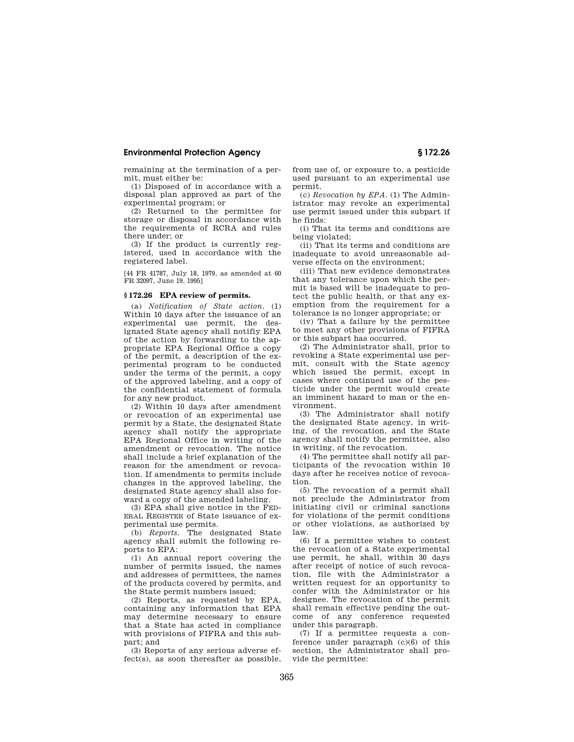remaining at the termination of a permit, must either be:

(1) Disposed of in accordance with a disposal plan approved as part of the experimental program; or

(2) Returned to the permittee for storage or disposal in accordance with the requirements of RCRA and rules there under; or

(3) If the product is currently registered, used in accordance with the registered label.

[44 FR 41787, July 18, 1979, as amended at 60 FR 32097, June 19, 1995]

## § 172.26 EPA review of permits.

(a) *Notification of State action.* (1) Within 10 days after the issuance of an experimental use permit, the designated State agency shall notifiy EPA of the action by forwarding to the appropriate EPA Regional Office a copy of the permit, a description of the experimental program to be conducted under the terms of the permit, a copy of the approved labeling, and a copy of the confidential statement of formula for any new product.

(2) Within 10 days after amendment or revocation of an experimental use permit by a State, the designated State agency shall notify the appropriate EPA Regional Office in writing of the amendment or revocation. The notice shall include a brief explanation of the reason for the amendment or revocation. If amendments to permits include changes in the approved labeling, the designated State agency shall also forward a copy of the amended labeling.

(3) EPA shall give notice in the FEDERAL REGISTER of State issuance of experimental use permits.

(b) *Reports.* The designated State agency shall submit the following reports to EPA:

(1) An annual report covering the number of permits issued, the names and addresses of permittees, the names of the products covered by permits, and the State permit numbers issued;

(2) Reports, as requested by EPA, containing any information that EPA may determine necessary to ensure that a State has acted in compliance with provisions of FIFRA and this subpart; and

(3) Reports of any serious adverse effect(s), as soon thereafter as possible, from use of, or exposure to, a pesticide used pursuant to an experimental use permit.

(c) *Revocation by EPA.* (1) The Administrator may revoke an experimental use permit issued under this subpart if he finds:

(i) That its terms and conditions are being violated;

(ii) That its terms and conditions are inadequate to avoid unreasonable adverse effects on the environment;

(iii) That new evidence demonstrates that any tolerance upon which the permit is based will be inadequate to protect the public health, or that any exemption from the requirement for a tolerance is no longer appropriate; or

(iv) That a failure by the permittee to meet any other provisions of FIFRA or this subpart has occurred.

(2) The Administrator shall, prior to revoking a State experimental use permit, consult with the State agency which issued the permit, except in cases where continued use of the pesticide under the permit would create an imminent hazard to man or the environment.

(3) The Administrator shall notify the designated State agency, in writing, of the revocation, and the State agency shall notify the permittee, also in writing, of the revocation.

(4) The permittee shall notify all participants of the revocation within 10 days after he receives notice of revocation.

(5) The revocation of a permit shall not preclude the Administrator from initiating civil or criminal sanctions for violations of the permit conditions or other violations, as authorized by law.

(6) If a permittee wishes to contest the revocation of a State experimental use permit, he shall, within 30 days after receipt of notice of such revocation, file with the Administrator a written request for an opportunity to confer with the Administrator or his designee. The revocation of the permit shall remain effective pending the outcome of any conference requested under this paragraph.

(7) If a permittee requests a conference under paragraph (c)(6) of this section, the Administrator shall provide the permittee: